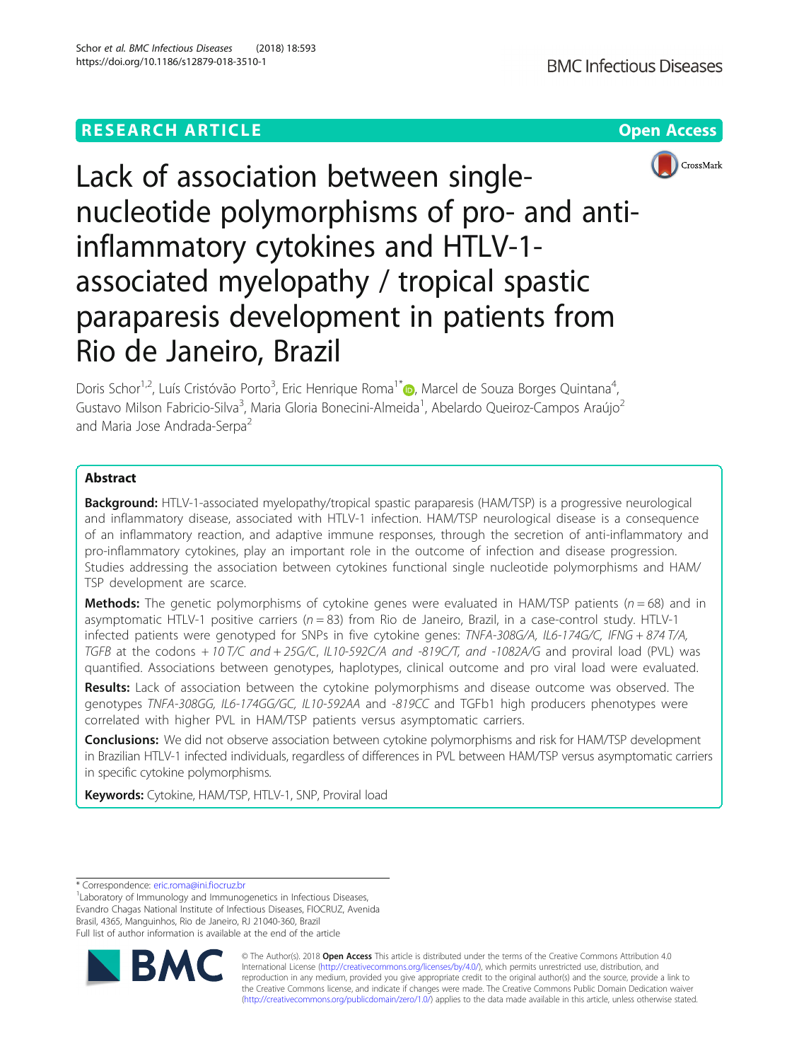RESEARCH ARTICLE

Open Access

# Lack of association between single-nucleotide polymorphisms of pro- and anti-inflammatory cytokines and HTLV-1-associated myelopathy / tropical spastic paraparesis development in patients from Rio de Janeiro, Brazil

Doris Schor[1,2], Luís Cristóvão Porto[3], Eric Henrique Roma[1*], Marcel de Souza Borges Quintana[4], Gustavo Milson Fabricio-Silva[3], Maria Gloria Bonecini-Almeida[1], Abelardo Queiroz-Campos Araújo[2] and Maria Jose Andrada-Serpa[2]

## Abstract

**Background:** HTLV-1-associated myelopathy/tropical spastic paraparesis (HAM/TSP) is a progressive neurological and inflammatory disease, associated with HTLV-1 infection. HAM/TSP neurological disease is a consequence of an inflammatory reaction, and adaptive immune responses, through the secretion of anti-inflammatory and pro-inflammatory cytokines, play an important role in the outcome of infection and disease progression. Studies addressing the association between cytokines functional single nucleotide polymorphisms and HAM/TSP development are scarce.

**Methods:** The genetic polymorphisms of cytokine genes were evaluated in HAM/TSP patients ($n = 68$) and in asymptomatic HTLV-1 positive carriers ($n = 83$) from Rio de Janeiro, Brazil, in a case-control study. HTLV-1 infected patients were genotyped for SNPs in five cytokine genes: *TNFA-308G/A, IL6-174G/C, IFNG + 874 T/A, TGFB* at the codons *+ 10 T/C and + 25G/C, IL10-592C/A and -819C/T, and -1082A/G* and proviral load (PVL) was quantified. Associations between genotypes, haplotypes, clinical outcome and pro viral load were evaluated.

**Results:** Lack of association between the cytokine polymorphisms and disease outcome was observed. The genotypes *TNFA-308GG, IL6-174GG/GC, IL10-592AA* and *-819CC* and TGFb1 high producers phenotypes were correlated with higher PVL in HAM/TSP patients versus asymptomatic carriers.

**Conclusions:** We did not observe association between cytokine polymorphisms and risk for HAM/TSP development in Brazilian HTLV-1 infected individuals, regardless of differences in PVL between HAM/TSP versus asymptomatic carriers in specific cytokine polymorphisms.

**Keywords:** Cytokine, HAM/TSP, HTLV-1, SNP, Proviral load

---

\* Correspondence: eric.roma@ini.fiocruz.br

[1]Laboratory of Immunology and Immunogenetics in Infectious Diseases, Evandro Chagas National Institute of Infectious Diseases, FIOCRUZ, Avenida Brasil, 4365, Manguinhos, Rio de Janeiro, RJ 21040-360, Brazil

Full list of author information is available at the end of the article

© The Author(s). 2018 **Open Access** This article is distributed under the terms of the Creative Commons Attribution 4.0 International License (http://creativecommons.org/licenses/by/4.0/), which permits unrestricted use, distribution, and reproduction in any medium, provided you give appropriate credit to the original author(s) and the source, provide a link to the Creative Commons license, and indicate if changes were made. The Creative Commons Public Domain Dedication waiver (http://creativecommons.org/publicdomain/zero/1.0/) applies to the data made available in this article, unless otherwise stated.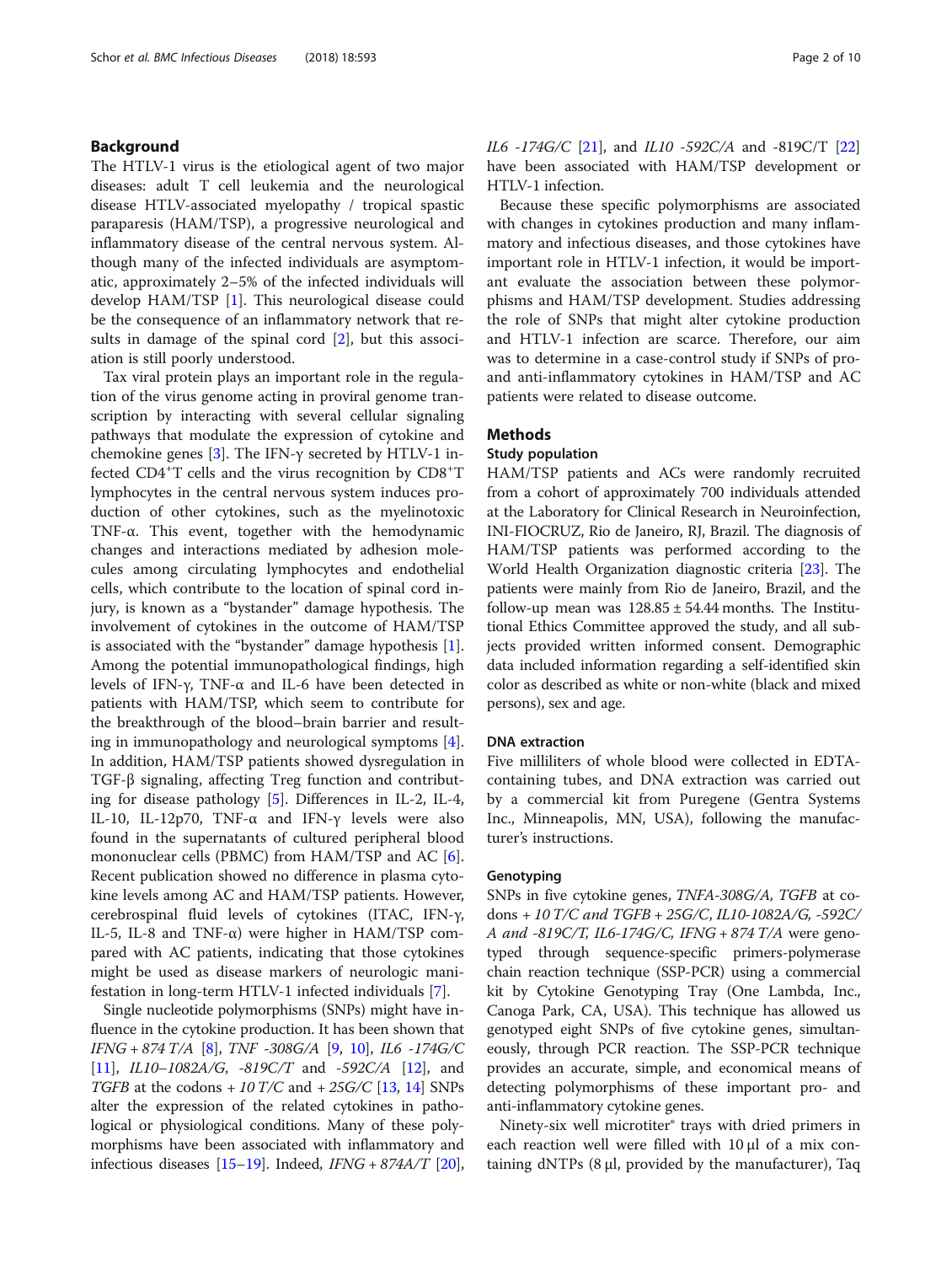## Background

The HTLV-1 virus is the etiological agent of two major diseases: adult T cell leukemia and the neurological disease HTLV-associated myelopathy / tropical spastic paraparesis (HAM/TSP), a progressive neurological and inflammatory disease of the central nervous system. Although many of the infected individuals are asymptomatic, approximately 2–5% of the infected individuals will develop HAM/TSP [1]. This neurological disease could be the consequence of an inflammatory network that results in damage of the spinal cord [2], but this association is still poorly understood.

Tax viral protein plays an important role in the regulation of the virus genome acting in proviral genome transcription by interacting with several cellular signaling pathways that modulate the expression of cytokine and chemokine genes [3]. The IFN-γ secreted by HTLV-1 infected CD4$^{+}$T cells and the virus recognition by CD8$^{+}$T lymphocytes in the central nervous system induces production of other cytokines, such as the myelinotoxic TNF-α. This event, together with the hemodynamic changes and interactions mediated by adhesion molecules among circulating lymphocytes and endothelial cells, which contribute to the location of spinal cord injury, is known as a "bystander" damage hypothesis. The involvement of cytokines in the outcome of HAM/TSP is associated with the "bystander" damage hypothesis [1]. Among the potential immunopathological findings, high levels of IFN-γ, TNF-α and IL-6 have been detected in patients with HAM/TSP, which seem to contribute for the breakthrough of the blood–brain barrier and resulting in immunopathology and neurological symptoms [4]. In addition, HAM/TSP patients showed dysregulation in TGF-β signaling, affecting Treg function and contributing for disease pathology [5]. Differences in IL-2, IL-4, IL-10, IL-12p70, TNF-α and IFN-γ levels were also found in the supernatants of cultured peripheral blood mononuclear cells (PBMC) from HAM/TSP and AC [6]. Recent publication showed no difference in plasma cytokine levels among AC and HAM/TSP patients. However, cerebrospinal fluid levels of cytokines (ITAC, IFN-γ, IL-5, IL-8 and TNF-α) were higher in HAM/TSP compared with AC patients, indicating that those cytokines might be used as disease markers of neurologic manifestation in long-term HTLV-1 infected individuals [7].

Single nucleotide polymorphisms (SNPs) might have influence in the cytokine production. It has been shown that *IFNG + 874 T/A* [8], *TNF -308G/A* [9, 10], *IL6 -174G/C* [11], *IL10–1082A/G*, *-819C/T* and *-592C/A* [12], and *TGFB* at the codons *+ 10 T/C* and *+ 25G/C* [13, 14] SNPs alter the expression of the related cytokines in pathological or physiological conditions. Many of these polymorphisms have been associated with inflammatory and infectious diseases [15–19]. Indeed, *IFNG + 874A/T* [20], *IL6 -174G/C* [21], and *IL10 -592C/A* and -819C/T [22] have been associated with HAM/TSP development or HTLV-1 infection.

Because these specific polymorphisms are associated with changes in cytokines production and many inflammatory and infectious diseases, and those cytokines have important role in HTLV-1 infection, it would be important evaluate the association between these polymorphisms and HAM/TSP development. Studies addressing the role of SNPs that might alter cytokine production and HTLV-1 infection are scarce. Therefore, our aim was to determine in a case-control study if SNPs of pro- and anti-inflammatory cytokines in HAM/TSP and AC patients were related to disease outcome.

## Methods

### Study population

HAM/TSP patients and ACs were randomly recruited from a cohort of approximately 700 individuals attended at the Laboratory for Clinical Research in Neuroinfection, INI-FIOCRUZ, Rio de Janeiro, RJ, Brazil. The diagnosis of HAM/TSP patients was performed according to the World Health Organization diagnostic criteria [23]. The patients were mainly from Rio de Janeiro, Brazil, and the follow-up mean was 128.85 ± 54.44 months. The Institutional Ethics Committee approved the study, and all subjects provided written informed consent. Demographic data included information regarding a self-identified skin color as described as white or non-white (black and mixed persons), sex and age.

### DNA extraction

Five milliliters of whole blood were collected in EDTA-containing tubes, and DNA extraction was carried out by a commercial kit from Puregene (Gentra Systems Inc., Minneapolis, MN, USA), following the manufacturer's instructions.

### Genotyping

SNPs in five cytokine genes, *TNFA-308G/A, TGFB* at codons *+ 10 T/C and TGFB + 25G/C, IL10-1082A/G, -592C/A and -819C/T, IL6-174G/C, IFNG + 874 T/A* were genotyped through sequence-specific primers-polymerase chain reaction technique (SSP-PCR) using a commercial kit by Cytokine Genotyping Tray (One Lambda, Inc., Canoga Park, CA, USA). This technique has allowed us genotyped eight SNPs of five cytokine genes, simultaneously, through PCR reaction. The SSP-PCR technique provides an accurate, simple, and economical means of detecting polymorphisms of these important pro- and anti-inflammatory cytokine genes.

Ninety-six well microtiter® trays with dried primers in each reaction well were filled with 10 μl of a mix containing dNTPs (8 μl, provided by the manufacturer), Taq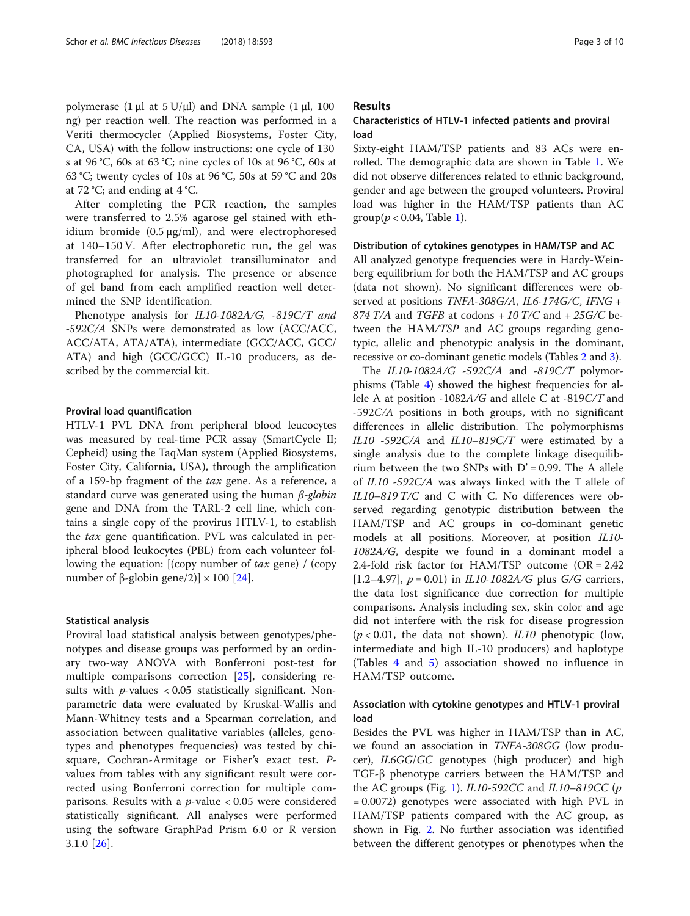polymerase (1 μl at 5 U/μl) and DNA sample (1 μl, 100 ng) per reaction well. The reaction was performed in a Veriti thermocycler (Applied Biosystems, Foster City, CA, USA) with the follow instructions: one cycle of 130 s at 96 °C, 60s at 63 °C; nine cycles of 10s at 96 °C, 60s at 63 °C; twenty cycles of 10s at 96 °C, 50s at 59 °C and 20s at 72 °C; and ending at 4 °C.

After completing the PCR reaction, the samples were transferred to 2.5% agarose gel stained with ethidium bromide (0.5 μg/ml), and were electrophoresed at 140–150 V. After electrophoretic run, the gel was transferred for an ultraviolet transilluminator and photographed for analysis. The presence or absence of gel band from each amplified reaction well determined the SNP identification.

Phenotype analysis for *IL10-1082A/G, -819C/T and -592C/A* SNPs were demonstrated as low (ACC/ACC, ACC/ATA, ATA/ATA), intermediate (GCC/ACC, GCC/ATA) and high (GCC/GCC) IL-10 producers, as described by the commercial kit.

#### Proviral load quantification

HTLV-1 PVL DNA from peripheral blood leucocytes was measured by real-time PCR assay (SmartCycle II; Cepheid) using the TaqMan system (Applied Biosystems, Foster City, California, USA), through the amplification of a 159-bp fragment of the *tax* gene. As a reference, a standard curve was generated using the human *β-globin* gene and DNA from the TARL-2 cell line, which contains a single copy of the provirus HTLV-1, to establish the *tax* gene quantification. PVL was calculated in peripheral blood leukocytes (PBL) from each volunteer following the equation: [(copy number of *tax* gene) / (copy number of β-globin gene/2)] × 100 [24].

#### Statistical analysis

Proviral load statistical analysis between genotypes/phenotypes and disease groups was performed by an ordinary two-way ANOVA with Bonferroni post-test for multiple comparisons correction [25], considering results with $p$-values $< 0.05$ statistically significant. Nonparametric data were evaluated by Kruskal-Wallis and Mann-Whitney tests and a Spearman correlation, and association between qualitative variables (alleles, genotypes and phenotypes frequencies) was tested by chi-square, Cochran-Armitage or Fisher's exact test. $P$-values from tables with any significant result were corrected using Bonferroni correction for multiple comparisons. Results with a $p$-value $< 0.05$ were considered statistically significant. All analyses were performed using the software GraphPad Prism 6.0 or R version 3.1.0 [26].

## Results

### Characteristics of HTLV-1 infected patients and proviral load

Sixty-eight HAM/TSP patients and 83 ACs were enrolled. The demographic data are shown in Table 1. We did not observe differences related to ethnic background, gender and age between the grouped volunteers. Proviral load was higher in the HAM/TSP patients than AC group($p < 0.04$, Table 1).

#### Distribution of cytokines genotypes in HAM/TSP and AC

All analyzed genotype frequencies were in Hardy-Weinberg equilibrium for both the HAM/TSP and AC groups (data not shown). No significant differences were observed at positions *TNFA-308G/A*, *IL6-174G/C*, *IFNG + 874 T/A* and *TGFB* at codons *+ 10 T/C* and *+ 25G/C* between the HAM/TSP and AC groups regarding genotypic, allelic and phenotypic analysis in the dominant, recessive or co-dominant genetic models (Tables 2 and 3).

The *IL10-1082A/G -592C/A* and *-819C/T* polymorphisms (Table 4) showed the highest frequencies for allele A at position -1082*A/G* and allele C at -819*C/T* and -592*C/A* positions in both groups, with no significant differences in allelic distribution. The polymorphisms *IL10 -592C/A* and *IL10–819C/T* were estimated by a single analysis due to the complete linkage disequilibrium between the two SNPs with D' = 0.99. The A allele of *IL10 -592C/A* was always linked with the T allele of *IL10–819 T/C* and C with C. No differences were observed regarding genotypic distribution between the HAM/TSP and AC groups in co-dominant genetic models at all positions. Moreover, at position *IL10-1082A/G*, despite we found in a dominant model a 2.4-fold risk factor for HAM/TSP outcome (OR = 2.42 [1.2–4.97], $p = 0.01$) in *IL10-1082A/G* plus *G/G* carriers, the data lost significance due correction for multiple comparisons. Analysis including sex, skin color and age did not interfere with the risk for disease progression ($p < 0.01$, the data not shown). *IL10* phenotypic (low, intermediate and high IL-10 producers) and haplotype (Tables 4 and 5) association showed no influence in HAM/TSP outcome.

### Association with cytokine genotypes and HTLV-1 proviral load

Besides the PVL was higher in HAM/TSP than in AC, we found an association in *TNFA-308GG* (low producer), *IL6GG/GC* genotypes (high producer) and high TGF-β phenotype carriers between the HAM/TSP and the AC groups (Fig. 1). *IL10-592CC* and *IL10–819CC* ($p = 0.0072$) genotypes were associated with high PVL in HAM/TSP patients compared with the AC group, as shown in Fig. 2. No further association was identified between the different genotypes or phenotypes when the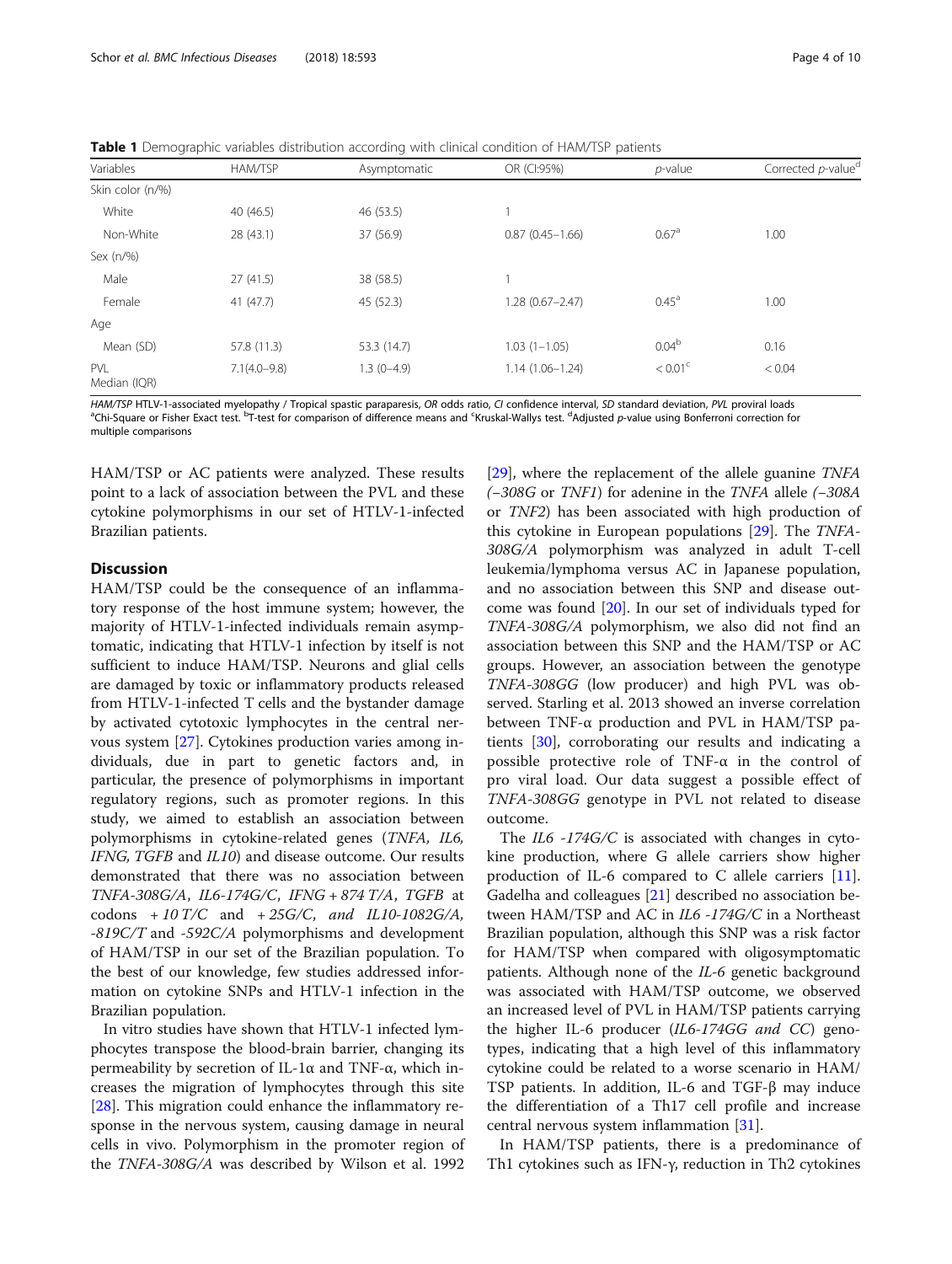**Table 1** Demographic variables distribution according with clinical condition of HAM/TSP patients

| Variables | HAM/TSP | Asymptomatic | OR (CI:95%) | *p*-value | Corrected *p*-value[d] |
|---|---|---|---|---|---|
| Skin color (n/%) | | | | | |
| White | 40 (46.5) | 46 (53.5) | 1 | | |
| Non-White | 28 (43.1) | 37 (56.9) | 0.87 (0.45–1.66) | 0.67[a] | 1.00 |
| Sex (n/%) | | | | | |
| Male | 27 (41.5) | 38 (58.5) | 1 | | |
| Female | 41 (47.7) | 45 (52.3) | 1.28 (0.67–2.47) | 0.45[a] | 1.00 |
| Age | | | | | |
| Mean (SD) | 57.8 (11.3) | 53.3 (14.7) | 1.03 (1–1.05) | 0.04[b] | 0.16 |
| PVL Median (IQR) | 7.1(4.0–9.8) | 1.3 (0–4.9) | 1.14 (1.06–1.24) | < 0.01[c] | < 0.04 |

*HAM/TSP* HTLV-1-associated myelopathy / Tropical spastic paraparesis, *OR* odds ratio, *CI* confidence interval, *SD* standard deviation, *PVL* proviral loads
[a]Chi-Square or Fisher Exact test. [b]T-test for comparison of difference means and [c]Kruskal-Wallys test. [d]Adjusted *p*-value using Bonferroni correction for multiple comparisons

HAM/TSP or AC patients were analyzed. These results point to a lack of association between the PVL and these cytokine polymorphisms in our set of HTLV-1-infected Brazilian patients.

## Discussion

HAM/TSP could be the consequence of an inflammatory response of the host immune system; however, the majority of HTLV-1-infected individuals remain asymptomatic, indicating that HTLV-1 infection by itself is not sufficient to induce HAM/TSP. Neurons and glial cells are damaged by toxic or inflammatory products released from HTLV-1-infected T cells and the bystander damage by activated cytotoxic lymphocytes in the central nervous system [27]. Cytokines production varies among individuals, due in part to genetic factors and, in particular, the presence of polymorphisms in important regulatory regions, such as promoter regions. In this study, we aimed to establish an association between polymorphisms in cytokine-related genes (*TNFA, IL6, IFNG, TGFB* and *IL10*) and disease outcome. Our results demonstrated that there was no association between *TNFA-308G/A*, *IL6-174G/C*, *IFNG + 874 T/A*, *TGFB* at codons *+ 10 T/C* and *+ 25G/C*, *and IL10-1082G/A, -819C/T* and *-592C/A* polymorphisms and development of HAM/TSP in our set of the Brazilian population. To the best of our knowledge, few studies addressed information on cytokine SNPs and HTLV-1 infection in the Brazilian population.

In vitro studies have shown that HTLV-1 infected lymphocytes transpose the blood-brain barrier, changing its permeability by secretion of IL-1α and TNF-α, which increases the migration of lymphocytes through this site [28]. This migration could enhance the inflammatory response in the nervous system, causing damage in neural cells in vivo. Polymorphism in the promoter region of the *TNFA-308G/A* was described by Wilson et al. 1992 [29], where the replacement of the allele guanine *TNFA (−308G* or *TNF1)* for adenine in the *TNFA* allele *(−308A* or *TNF2)* has been associated with high production of this cytokine in European populations [29]. The *TNFA-308G/A* polymorphism was analyzed in adult T-cell leukemia/lymphoma versus AC in Japanese population, and no association between this SNP and disease outcome was found [20]. In our set of individuals typed for *TNFA-308G/A* polymorphism, we also did not find an association between this SNP and the HAM/TSP or AC groups. However, an association between the genotype *TNFA-308GG* (low producer) and high PVL was observed. Starling et al. 2013 showed an inverse correlation between TNF-α production and PVL in HAM/TSP patients [30], corroborating our results and indicating a possible protective role of TNF-α in the control of pro viral load. Our data suggest a possible effect of *TNFA-308GG* genotype in PVL not related to disease outcome.

The *IL6 -174G/C* is associated with changes in cytokine production, where G allele carriers show higher production of IL-6 compared to C allele carriers [11]. Gadelha and colleagues [21] described no association between HAM/TSP and AC in *IL6 -174G/C* in a Northeast Brazilian population, although this SNP was a risk factor for HAM/TSP when compared with oligosymptomatic patients. Although none of the *IL-6* genetic background was associated with HAM/TSP outcome, we observed an increased level of PVL in HAM/TSP patients carrying the higher IL-6 producer (*IL6-174GG and CC*) genotypes, indicating that a high level of this inflammatory cytokine could be related to a worse scenario in HAM/TSP patients. In addition, IL-6 and TGF-β may induce the differentiation of a Th17 cell profile and increase central nervous system inflammation [31].

In HAM/TSP patients, there is a predominance of Th1 cytokines such as IFN-γ, reduction in Th2 cytokines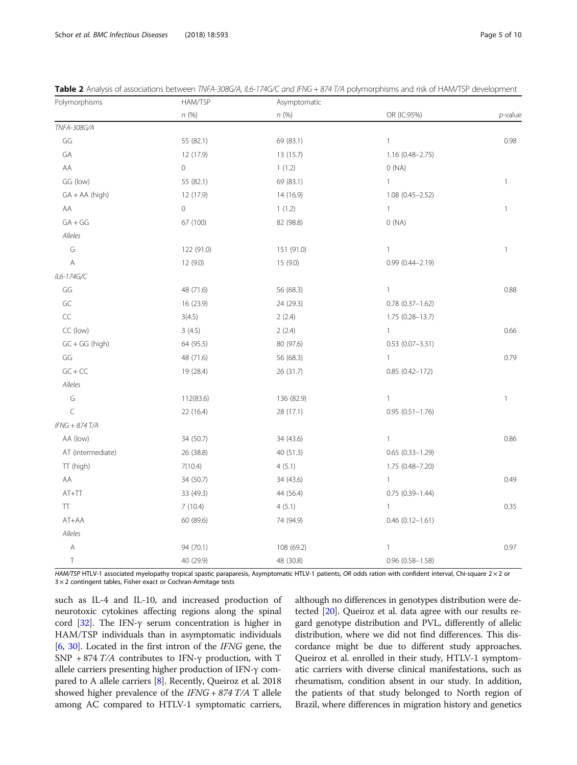**Table 2** Analysis of associations between *TNFA-308G/A, IL6-174G/C and IFNG + 874 T/A* polymorphisms and risk of HAM/TSP development

| Polymorphisms | HAM/TSP | Asymptomatic | | |
|---|---|---|---|---|
| | *n* (%) | *n* (%) | OR (IC:95%) | *p*-value |
| *TNFA-308G/A* | | | | |
| GG | 55 (82.1) | 69 (83.1) | 1 | 0.98 |
| GA | 12 (17.9) | 13 (15.7) | 1.16 (0.48–2.75) | |
| AA | 0 | 1 (1.2) | 0 (NA) | |
| GG (low) | 55 (82.1) | 69 (83.1) | 1 | 1 |
| GA + AA (high) | 12 (17.9) | 14 (16.9) | 1.08 (0.45–2.52) | |
| AA | 0 | 1 (1.2) | 1 | 1 |
| GA + GG | 67 (100) | 82 (98.8) | 0 (NA) | |
| *Alleles* | | | | |
| G | 122 (91.0) | 151 (91.0) | 1 | 1 |
| A | 12 (9.0) | 15 (9.0) | 0.99 (0.44–2.19) | |
| *IL6-174G/C* | | | | |
| GG | 48 (71.6) | 56 (68.3) | 1 | 0.88 |
| GC | 16 (23.9) | 24 (29.3) | 0.78 (0.37–1.62) | |
| CC | 3(4.5) | 2 (2.4) | 1.75 (0.28–13.7) | |
| CC (low) | 3 (4.5) | 2 (2.4) | 1 | 0.66 |
| GC + GG (high) | 64 (95.5) | 80 (97.6) | 0.53 (0.07–3.31) | |
| GG | 48 (71.6) | 56 (68.3) | 1 | 0.79 |
| GC + CC | 19 (28.4) | 26 (31.7) | 0.85 (0.42–172) | |
| *Alleles* | | | | |
| G | 112(83.6) | 136 (82.9) | 1 | 1 |
| C | 22 (16.4) | 28 (17.1) | 0.95 (0.51–1.76) | |
| *IFNG + 874 T/A* | | | | |
| AA (low) | 34 (50.7) | 34 (43.6) | 1 | 0.86 |
| AT (intermediate) | 26 (38.8) | 40 (51.3) | 0.65 (0.33–1.29) | |
| TT (high) | 7(10.4) | 4 (5.1) | 1.75 (0.48–7.20) | |
| AA | 34 (50.7) | 34 (43.6) | 1 | 0.49 |
| AT+TT | 33 (49.3) | 44 (56.4) | 0.75 (0.39–1.44) | |
| TT | 7 (10.4) | 4 (5.1) | 1 | 0.35 |
| AT+AA | 60 (89.6) | 74 (94.9) | 0.46 (0.12–1.61) | |
| *Alleles* | | | | |
| A | 94 (70.1) | 108 (69.2) | 1 | 0.97 |
| T | 40 (29.9) | 48 (30.8) | 0.96 (0.58–1.58) | |

*HAM/TSP* HTLV-1 associated myelopathy tropical spastic paraparesis, Asymptomatic HTLV-1 patients, *OR* odds ration with confident interval, Chi-square 2 × 2 or 3 × 2 contingent tables, Fisher exact or Cochran-Armitage tests

such as IL-4 and IL-10, and increased production of neurotoxic cytokines affecting regions along the spinal cord [32]. The IFN-γ serum concentration is higher in HAM/TSP individuals than in asymptomatic individuals [6, 30]. Located in the first intron of the *IFNG* gene, the SNP + 874 *T/A* contributes to IFN-γ production, with T allele carriers presenting higher production of IFN-γ compared to A allele carriers [8]. Recently, Queiroz et al. 2018 showed higher prevalence of the *IFNG + 874 T/A* T allele among AC compared to HTLV-1 symptomatic carriers, although no differences in genotypes distribution were detected [20]. Queiroz et al. data agree with our results regard genotype distribution and PVL, differently of allelic distribution, where we did not find differences. This discordance might be due to different study approaches. Queiroz et al. enrolled in their study, HTLV-1 symptomatic carriers with diverse clinical manifestations, such as rheumatism, condition absent in our study. In addition, the patients of that study belonged to North region of Brazil, where differences in migration history and genetics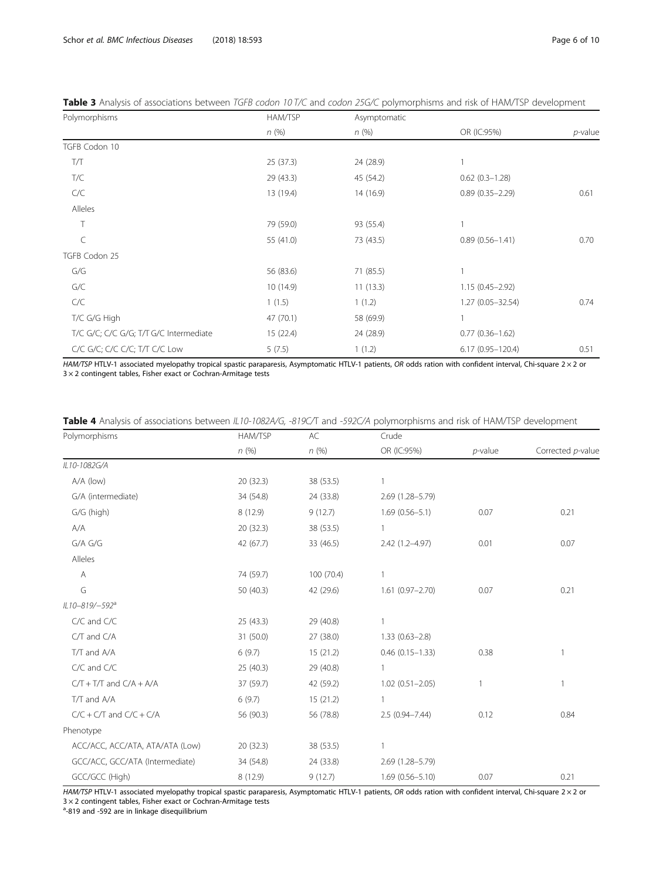**Table 3** Analysis of associations between *TGFB codon 10 T/C* and *codon 25G/C* polymorphisms and risk of HAM/TSP development

| Polymorphisms | HAM/TSP | Asymptomatic | | |
|---|---|---|---|---|
| | n (%) | n (%) | OR (IC:95%) | p-value |
| TGFB Codon 10 | | | | |
| T/T | 25 (37.3) | 24 (28.9) | 1 | |
| T/C | 29 (43.3) | 45 (54.2) | 0.62 (0.3–1.28) | |
| C/C | 13 (19.4) | 14 (16.9) | 0.89 (0.35–2.29) | 0.61 |
| Alleles | | | | |
| T | 79 (59.0) | 93 (55.4) | 1 | |
| C | 55 (41.0) | 73 (43.5) | 0.89 (0.56–1.41) | 0.70 |
| TGFB Codon 25 | | | | |
| G/G | 56 (83.6) | 71 (85.5) | 1 | |
| G/C | 10 (14.9) | 11 (13.3) | 1.15 (0.45–2.92) | |
| C/C | 1 (1.5) | 1 (1.2) | 1.27 (0.05–32.54) | 0.74 |
| T/C G/G High | 47 (70.1) | 58 (69.9) | 1 | |
| T/C G/C; C/C G/G; T/T G/C Intermediate | 15 (22.4) | 24 (28.9) | 0.77 (0.36–1.62) | |
| C/C G/C; C/C C/C; T/T C/C Low | 5 (7.5) | 1 (1.2) | 6.17 (0.95–120.4) | 0.51 |

*HAM/TSP* HTLV-1 associated myelopathy tropical spastic paraparesis, Asymptomatic HTLV-1 patients, *OR* odds ration with confident interval, Chi-square 2 × 2 or 3 × 2 contingent tables, Fisher exact or Cochran-Armitage tests

**Table 4** Analysis of associations between *IL10-1082A/G, -819C/T* and *-592C/A* polymorphisms and risk of HAM/TSP development

| Polymorphisms | HAM/TSP | AC | Crude | | |
|---|---|---|---|---|---|
| | n (%) | n (%) | OR (IC:95%) | p-value | Corrected p-value |
| *IL10-1082G/A* | | | | | |
| A/A (low) | 20 (32.3) | 38 (53.5) | 1 | | |
| G/A (intermediate) | 34 (54.8) | 24 (33.8) | 2.69 (1.28–5.79) | | |
| G/G (high) | 8 (12.9) | 9 (12.7) | 1.69 (0.56–5.1) | 0.07 | 0.21 |
| A/A | 20 (32.3) | 38 (53.5) | 1 | | |
| G/A G/G | 42 (67.7) | 33 (46.5) | 2.42 (1.2–4.97) | 0.01 | 0.07 |
| Alleles | | | | | |
| A | 74 (59.7) | 100 (70.4) | 1 | | |
| G | 50 (40.3) | 42 (29.6) | 1.61 (0.97–2.70) | 0.07 | 0.21 |
| *IL10–819/−592*[a] | | | | | |
| C/C and C/C | 25 (43.3) | 29 (40.8) | 1 | | |
| C/T and C/A | 31 (50.0) | 27 (38.0) | 1.33 (0.63–2.8) | | |
| T/T and A/A | 6 (9.7) | 15 (21.2) | 0.46 (0.15–1.33) | 0.38 | 1 |
| C/C and C/C | 25 (40.3) | 29 (40.8) | 1 | | |
| C/T + T/T and C/A + A/A | 37 (59.7) | 42 (59.2) | 1.02 (0.51–2.05) | 1 | 1 |
| T/T and A/A | 6 (9.7) | 15 (21.2) | 1 | | |
| C/C + C/T and C/C + C/A | 56 (90.3) | 56 (78.8) | 2.5 (0.94–7.44) | 0.12 | 0.84 |
| Phenotype | | | | | |
| ACC/ACC, ACC/ATA, ATA/ATA (Low) | 20 (32.3) | 38 (53.5) | 1 | | |
| GCC/ACC, GCC/ATA (Intermediate) | 34 (54.8) | 24 (33.8) | 2.69 (1.28–5.79) | | |
| GCC/GCC (High) | 8 (12.9) | 9 (12.7) | 1.69 (0.56–5.10) | 0.07 | 0.21 |

*HAM/TSP* HTLV-1 associated myelopathy tropical spastic paraparesis, Asymptomatic HTLV-1 patients, *OR* odds ration with confident interval, Chi-square 2 × 2 or 3 × 2 contingent tables, Fisher exact or Cochran-Armitage tests

[a]-819 and -592 are in linkage disequilibrium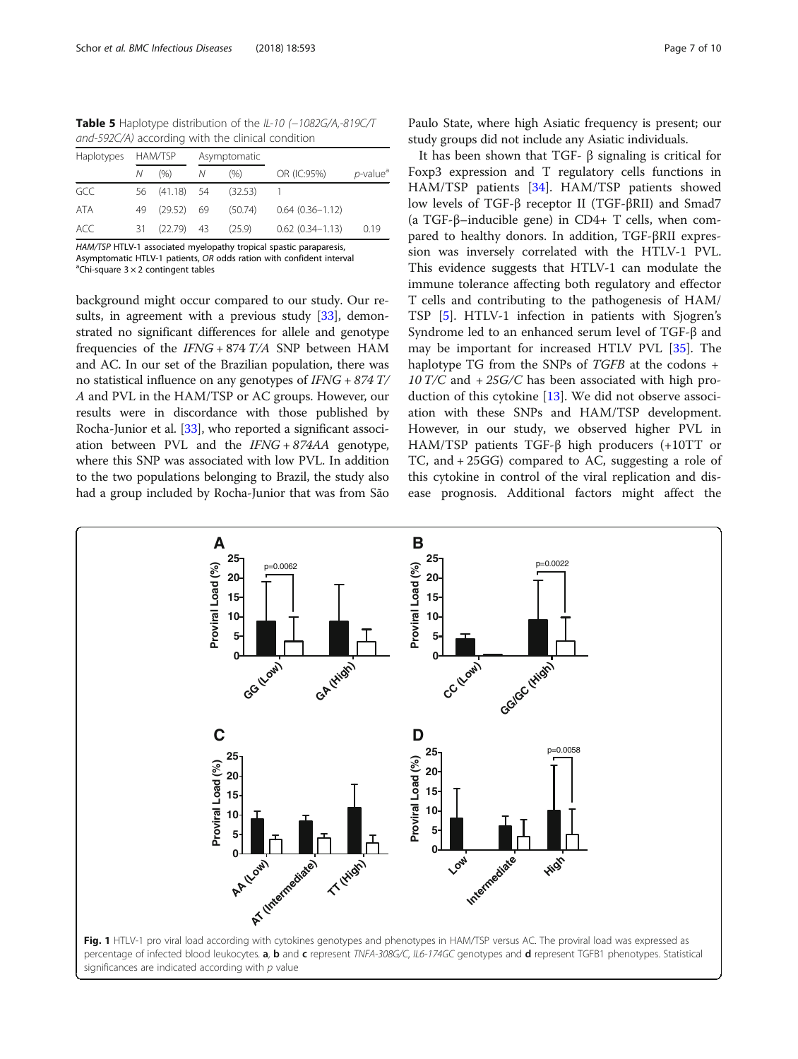**Table 5** Haplotype distribution of the *IL-10 (−1082G/A,-819C/T and-592C/A)* according with the clinical condition

| Haplotypes | HAM/TSP | | Asymptomatic | | | |
|---|---|---|---|---|---|---|
| | *N* | (%) | *N* | (%) | OR (IC:95%) | *p*-value[a] |
| GCC | 56 | (41.18) | 54 | (32.53) | 1 | |
| ATA | 49 | (29.52) | 69 | (50.74) | 0.64 (0.36–1.12) | |
| ACC | 31 | (22.79) | 43 | (25.9) | 0.62 (0.34–1.13) | 0.19 |

*HAM/TSP* HTLV-1 associated myelopathy tropical spastic paraparesis, Asymptomatic HTLV-1 patients, *OR* odds ration with confident interval
[a]Chi-square 3 × 2 contingent tables

background might occur compared to our study. Our results, in agreement with a previous study [33], demonstrated no significant differences for allele and genotype frequencies of the *IFNG* + 874 *T/A* SNP between HAM and AC. In our set of the Brazilian population, there was no statistical influence on any genotypes of *IFNG* + *874 T/A* and PVL in the HAM/TSP or AC groups. However, our results were in discordance with those published by Rocha-Junior et al. [33], who reported a significant association between PVL and the *IFNG* + *874AA* genotype, where this SNP was associated with low PVL. In addition to the two populations belonging to Brazil, the study also had a group included by Rocha-Junior that was from São Paulo State, where high Asiatic frequency is present; our study groups did not include any Asiatic individuals.

It has been shown that TGF- β signaling is critical for Foxp3 expression and T regulatory cells functions in HAM/TSP patients [34]. HAM/TSP patients showed low levels of TGF-β receptor II (TGF-βRII) and Smad7 (a TGF-β–inducible gene) in CD4+ T cells, when compared to healthy donors. In addition, TGF-βRII expression was inversely correlated with the HTLV-1 PVL. This evidence suggests that HTLV-1 can modulate the immune tolerance affecting both regulatory and effector T cells and contributing to the pathogenesis of HAM/TSP [5]. HTLV-1 infection in patients with Sjogren's Syndrome led to an enhanced serum level of TGF-β and may be important for increased HTLV PVL [35]. The haplotype TG from the SNPs of *TGFB* at the codons + *10 T/C* and + *25G/C* has been associated with high production of this cytokine [13]. We did not observe association with these SNPs and HAM/TSP development. However, in our study, we observed higher PVL in HAM/TSP patients TGF-β high producers (+10TT or TC, and + 25GG) compared to AC, suggesting a role of this cytokine in control of the viral replication and disease prognosis. Additional factors might affect the

**Fig. 1** HTLV-1 pro viral load according with cytokines genotypes and phenotypes in HAM/TSP versus AC. The proviral load was expressed as percentage of infected blood leukocytes. **a**, **b** and **c** represent *TNFA-308G/C, IL6-174GC* genotypes and **d** represent TGFB1 phenotypes. Statistical significances are indicated according with *p* value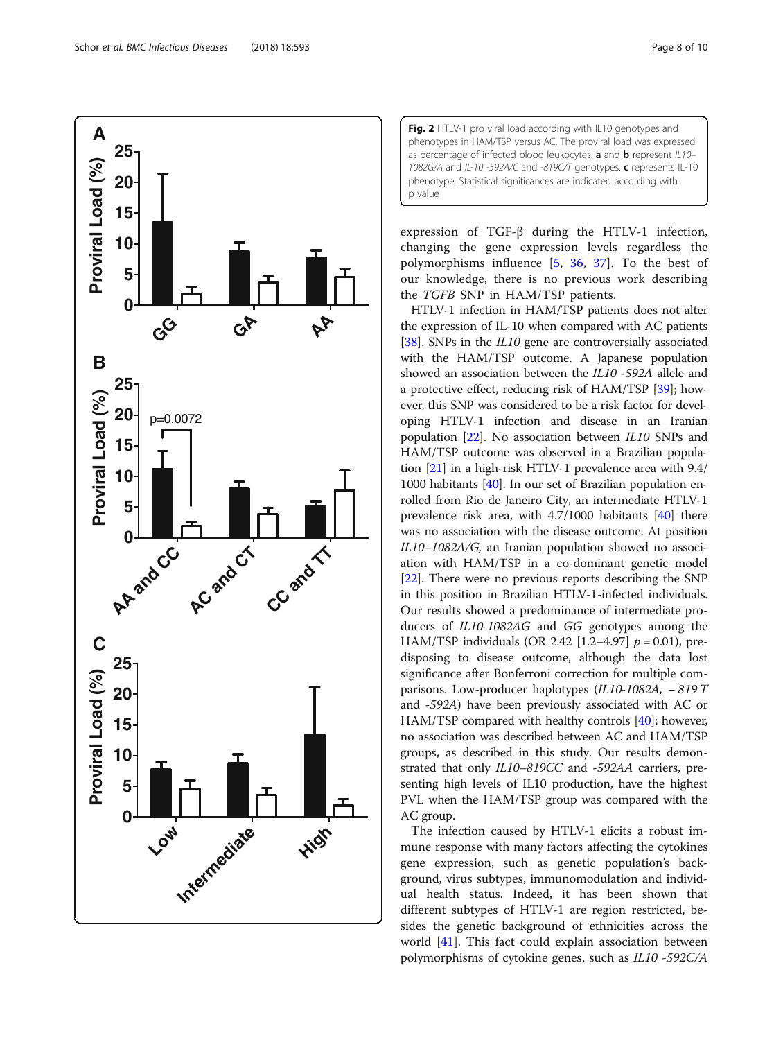**Fig. 2** HTLV-1 pro viral load according with IL10 genotypes and phenotypes in HAM/TSP versus AC. The proviral load was expressed as percentage of infected blood leukocytes. **a** and **b** represent *IL10–1082G/A* and *IL-10 -592A/C* and *-819C/T* genotypes. **c** represents IL-10 phenotype. Statistical significances are indicated according with p value

expression of TGF-β during the HTLV-1 infection, changing the gene expression levels regardless the polymorphisms influence [5, 36, 37]. To the best of our knowledge, there is no previous work describing the *TGFB* SNP in HAM/TSP patients.

HTLV-1 infection in HAM/TSP patients does not alter the expression of IL-10 when compared with AC patients [38]. SNPs in the *IL10* gene are controversially associated with the HAM/TSP outcome. A Japanese population showed an association between the *IL10 -592A* allele and a protective effect, reducing risk of HAM/TSP [39]; however, this SNP was considered to be a risk factor for developing HTLV-1 infection and disease in an Iranian population [22]. No association between *IL10* SNPs and HAM/TSP outcome was observed in a Brazilian population [21] in a high-risk HTLV-1 prevalence area with 9.4/1000 habitants [40]. In our set of Brazilian population enrolled from Rio de Janeiro City, an intermediate HTLV-1 prevalence risk area, with 4.7/1000 habitants [40] there was no association with the disease outcome. At position *IL10–1082A/G*, an Iranian population showed no association with HAM/TSP in a co-dominant genetic model [22]. There were no previous reports describing the SNP in this position in Brazilian HTLV-1-infected individuals. Our results showed a predominance of intermediate producers of *IL10-1082AG* and *GG* genotypes among the HAM/TSP individuals (OR 2.42 [1.2–4.97] $p = 0.01$), predisposing to disease outcome, although the data lost significance after Bonferroni correction for multiple comparisons. Low-producer haplotypes (*IL10-1082A, − 819 T* and *-592A*) have been previously associated with AC or HAM/TSP compared with healthy controls [40]; however, no association was described between AC and HAM/TSP groups, as described in this study. Our results demonstrated that only *IL10–819CC* and *-592AA* carriers, presenting high levels of IL10 production, have the highest PVL when the HAM/TSP group was compared with the AC group.

The infection caused by HTLV-1 elicits a robust immune response with many factors affecting the cytokines gene expression, such as genetic population's background, virus subtypes, immunomodulation and individual health status. Indeed, it has been shown that different subtypes of HTLV-1 are region restricted, besides the genetic background of ethnicities across the world [41]. This fact could explain association between polymorphisms of cytokine genes, such as *IL10 -592C/A*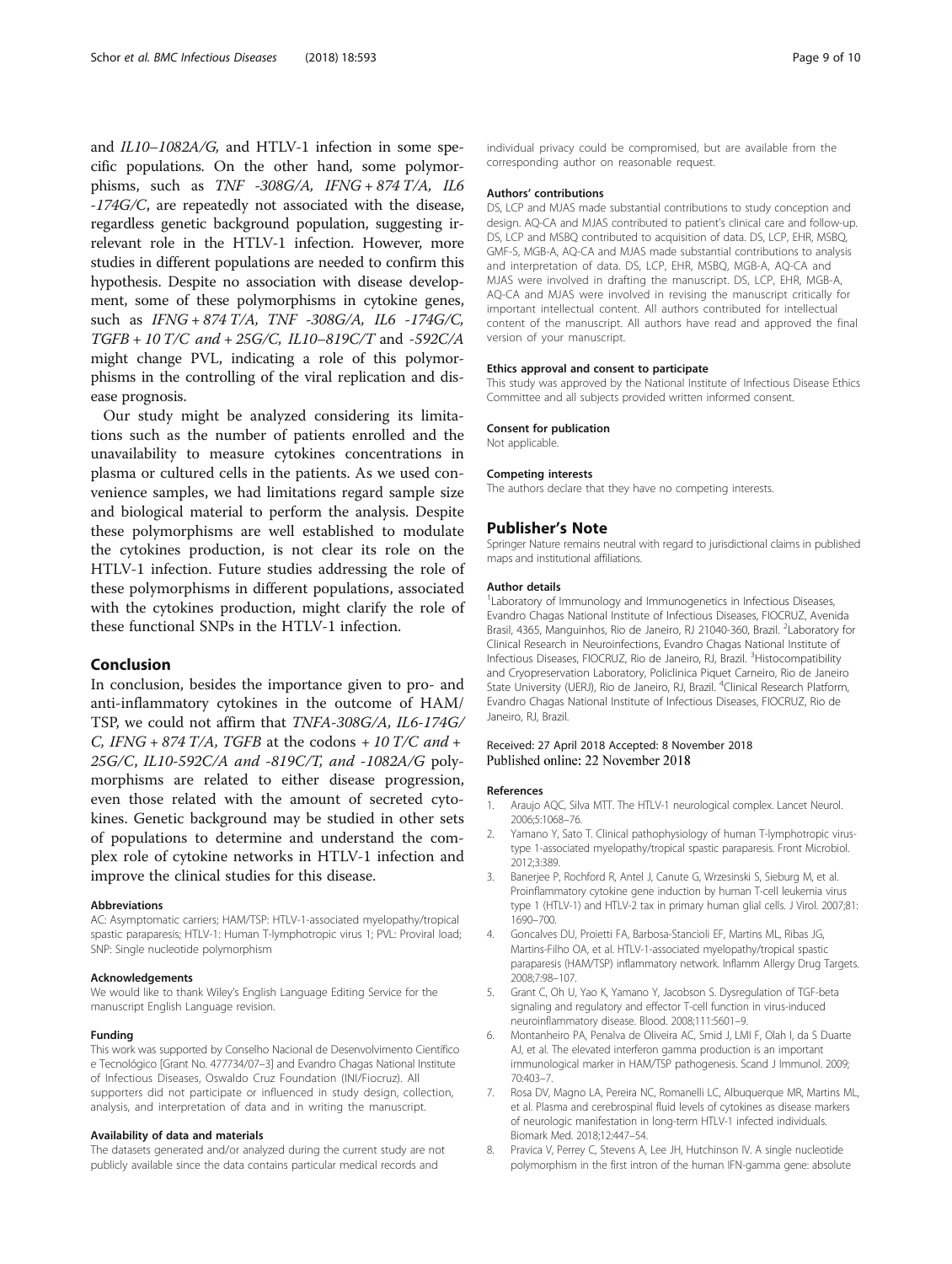and *IL10–1082A/G,* and HTLV-1 infection in some specific populations. On the other hand, some polymorphisms, such as *TNF -308G/A, IFNG + 874 T/A, IL6 -174G/C*, are repeatedly not associated with the disease, regardless genetic background population, suggesting irrelevant role in the HTLV-1 infection. However, more studies in different populations are needed to confirm this hypothesis. Despite no association with disease development, some of these polymorphisms in cytokine genes, such as *IFNG + 874 T/A, TNF -308G/A, IL6 -174G/C, TGFB + 10 T/C and + 25G/C, IL10–819C/T* and *-592C/A* might change PVL, indicating a role of this polymorphisms in the controlling of the viral replication and disease prognosis.

Our study might be analyzed considering its limitations such as the number of patients enrolled and the unavailability to measure cytokines concentrations in plasma or cultured cells in the patients. As we used convenience samples, we had limitations regard sample size and biological material to perform the analysis. Despite these polymorphisms are well established to modulate the cytokines production, is not clear its role on the HTLV-1 infection. Future studies addressing the role of these polymorphisms in different populations, associated with the cytokines production, might clarify the role of these functional SNPs in the HTLV-1 infection.

## Conclusion

In conclusion, besides the importance given to pro- and anti-inflammatory cytokines in the outcome of HAM/TSP, we could not affirm that *TNFA-308G/A, IL6-174G/C, IFNG + 874 T/A, TGFB* at the codons *+ 10 T/C and + 25G/C, IL10-592C/A and -819C/T, and -1082A/G* polymorphisms are related to either disease progression, even those related with the amount of secreted cytokines. Genetic background may be studied in other sets of populations to determine and understand the complex role of cytokine networks in HTLV-1 infection and improve the clinical studies for this disease.

#### Abbreviations

AC: Asymptomatic carriers; HAM/TSP: HTLV-1-associated myelopathy/tropical spastic paraparesis; HTLV-1: Human T-lymphotropic virus 1; PVL: Proviral load; SNP: Single nucleotide polymorphism

#### Acknowledgements

We would like to thank Wiley's English Language Editing Service for the manuscript English Language revision.

#### Funding

This work was supported by Conselho Nacional de Desenvolvimento Científico e Tecnológico [Grant No. 477734/07–3] and Evandro Chagas National Institute of Infectious Diseases, Oswaldo Cruz Foundation (INI/Fiocruz). All supporters did not participate or influenced in study design, collection, analysis, and interpretation of data and in writing the manuscript.

#### Availability of data and materials

The datasets generated and/or analyzed during the current study are not publicly available since the data contains particular medical records and individual privacy could be compromised, but are available from the corresponding author on reasonable request.

#### Authors' contributions

DS, LCP and MJAS made substantial contributions to study conception and design. AQ-CA and MJAS contributed to patient's clinical care and follow-up. DS, LCP and MSBQ contributed to acquisition of data. DS, LCP, EHR, MSBQ, GMF-S, MGB-A, AQ-CA and MJAS made substantial contributions to analysis and interpretation of data. DS, LCP, EHR, MSBQ, MGB-A, AQ-CA and MJAS were involved in drafting the manuscript. DS, LCP, EHR, MGB-A, AQ-CA and MJAS were involved in revising the manuscript critically for important intellectual content. All authors contributed for intellectual content of the manuscript. All authors have read and approved the final version of your manuscript.

#### Ethics approval and consent to participate

This study was approved by the National Institute of Infectious Disease Ethics Committee and all subjects provided written informed consent.

#### Consent for publication

Not applicable.

#### Competing interests

The authors declare that they have no competing interests.

## Publisher's Note

Springer Nature remains neutral with regard to jurisdictional claims in published maps and institutional affiliations.

#### Author details

[1]Laboratory of Immunology and Immunogenetics in Infectious Diseases, Evandro Chagas National Institute of Infectious Diseases, FIOCRUZ, Avenida Brasil, 4365, Manguinhos, Rio de Janeiro, RJ 21040-360, Brazil. [2]Laboratory for Clinical Research in Neuroinfections, Evandro Chagas National Institute of Infectious Diseases, FIOCRUZ, Rio de Janeiro, RJ, Brazil. [3]Histocompatibility and Cryopreservation Laboratory, Policlinica Piquet Carneiro, Rio de Janeiro State University (UERJ), Rio de Janeiro, RJ, Brazil. [4]Clinical Research Platform, Evandro Chagas National Institute of Infectious Diseases, FIOCRUZ, Rio de Janeiro, RJ, Brazil.

Received: 27 April 2018 Accepted: 8 November 2018
Published online: 22 November 2018

#### References

1. Araujo AQC, Silva MTT. The HTLV-1 neurological complex. Lancet Neurol. 2006;5:1068–76.
2. Yamano Y, Sato T. Clinical pathophysiology of human T-lymphotropic virus-type 1-associated myelopathy/tropical spastic paraparesis. Front Microbiol. 2012;3:389.
3. Banerjee P, Rochford R, Antel J, Canute G, Wrzesinski S, Sieburg M, et al. Proinflammatory cytokine gene induction by human T-cell leukemia virus type 1 (HTLV-1) and HTLV-2 tax in primary human glial cells. J Virol. 2007;81:1690–700.
4. Goncalves DU, Proietti FA, Barbosa-Stancioli EF, Martins ML, Ribas JG, Martins-Filho OA, et al. HTLV-1-associated myelopathy/tropical spastic paraparesis (HAM/TSP) inflammatory network. Inflamm Allergy Drug Targets. 2008;7:98–107.
5. Grant C, Oh U, Yao K, Yamano Y, Jacobson S. Dysregulation of TGF-beta signaling and regulatory and effector T-cell function in virus-induced neuroinflammatory disease. Blood. 2008;111:5601–9.
6. Montanheiro PA, Penalva de Oliveira AC, Smid J, LMI F, Olah I, da S Duarte AJ, et al. The elevated interferon gamma production is an important immunological marker in HAM/TSP pathogenesis. Scand J Immunol. 2009;70:403–7.
7. Rosa DV, Magno LA, Pereira NC, Romanelli LC, Albuquerque MR, Martins ML, et al. Plasma and cerebrospinal fluid levels of cytokines as disease markers of neurologic manifestation in long-term HTLV-1 infected individuals. Biomark Med. 2018;12:447–54.
8. Pravica V, Perrey C, Stevens A, Lee JH, Hutchinson IV. A single nucleotide polymorphism in the first intron of the human IFN-gamma gene: absolute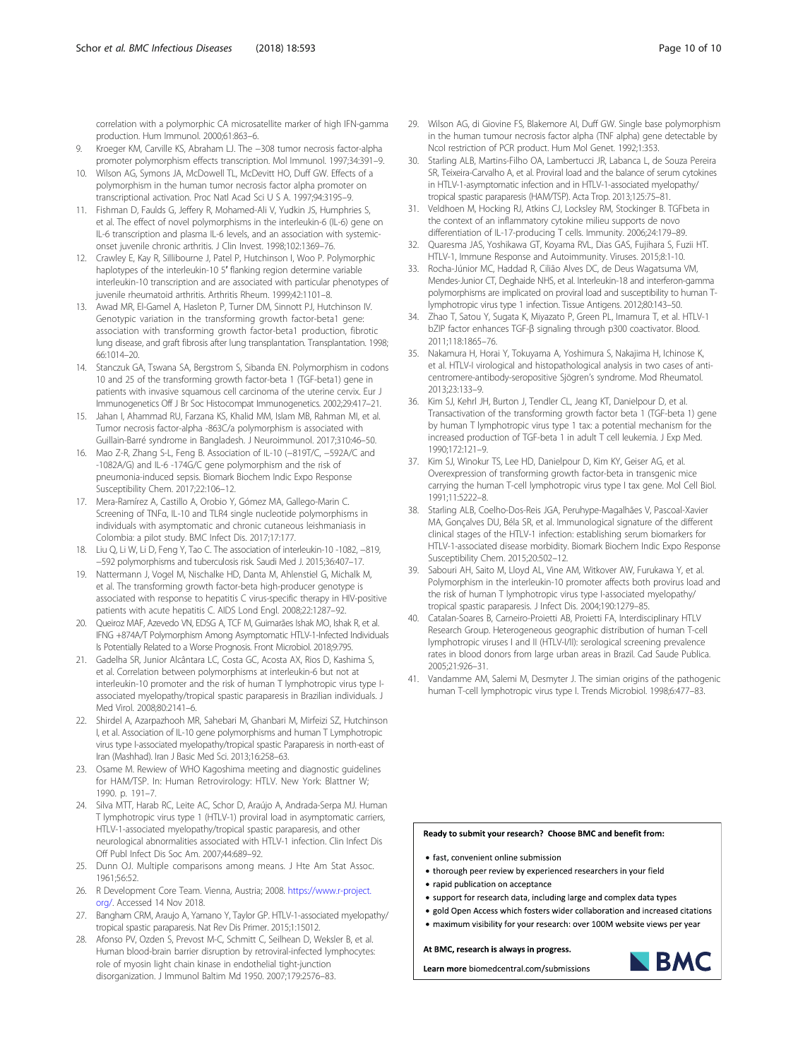correlation with a polymorphic CA microsatellite marker of high IFN-gamma production. Hum Immunol. 2000;61:863–6.

9. Kroeger KM, Carville KS, Abraham LJ. The −308 tumor necrosis factor-alpha promoter polymorphism effects transcription. Mol Immunol. 1997;34:391–9.
10. Wilson AG, Symons JA, McDowell TL, McDevitt HO, Duff GW. Effects of a polymorphism in the human tumor necrosis factor alpha promoter on transcriptional activation. Proc Natl Acad Sci U S A. 1997;94:3195–9.
11. Fishman D, Faulds G, Jeffery R, Mohamed-Ali V, Yudkin JS, Humphries S, et al. The effect of novel polymorphisms in the interleukin-6 (IL-6) gene on IL-6 transcription and plasma IL-6 levels, and an association with systemic-onset juvenile chronic arthritis. J Clin Invest. 1998;102:1369–76.
12. Crawley E, Kay R, Sillibourne J, Patel P, Hutchinson I, Woo P. Polymorphic haplotypes of the interleukin-10 5′ flanking region determine variable interleukin-10 transcription and are associated with particular phenotypes of juvenile rheumatoid arthritis. Arthritis Rheum. 1999;42:1101–8.
13. Awad MR, El-Gamel A, Hasleton P, Turner DM, Sinnott PJ, Hutchinson IV. Genotypic variation in the transforming growth factor-beta1 gene: association with transforming growth factor-beta1 production, fibrotic lung disease, and graft fibrosis after lung transplantation. Transplantation. 1998; 66:1014–20.
14. Stanczuk GA, Tswana SA, Bergstrom S, Sibanda EN. Polymorphism in codons 10 and 25 of the transforming growth factor-beta 1 (TGF-beta1) gene in patients with invasive squamous cell carcinoma of the uterine cervix. Eur J Immunogenetics Off J Br Soc Histocompat Immunogenetics. 2002;29:417–21.
15. Jahan I, Ahammad RU, Farzana KS, Khalid MM, Islam MB, Rahman MI, et al. Tumor necrosis factor-alpha -863C/a polymorphism is associated with Guillain-Barré syndrome in Bangladesh. J Neuroimmunol. 2017;310:46–50.
16. Mao Z-R, Zhang S-L, Feng B. Association of IL-10 (−819T/C, −592A/C and -1082A/G) and IL-6 -174G/C gene polymorphism and the risk of pneumonia-induced sepsis. Biomark Biochem Indic Expo Response Susceptibility Chem. 2017;22:106–12.
17. Mera-Ramírez A, Castillo A, Orobio Y, Gómez MA, Gallego-Marin C. Screening of TNFα, IL-10 and TLR4 single nucleotide polymorphisms in individuals with asymptomatic and chronic cutaneous leishmaniasis in Colombia: a pilot study. BMC Infect Dis. 2017;17:177.
18. Liu Q, Li W, Li D, Feng Y, Tao C. The association of interleukin-10 -1082, −819, −592 polymorphisms and tuberculosis risk. Saudi Med J. 2015;36:407–17.
19. Nattermann J, Vogel M, Nischalke HD, Danta M, Ahlenstiel G, Michalk M, et al. The transforming growth factor-beta high-producer genotype is associated with response to hepatitis C virus-specific therapy in HIV-positive patients with acute hepatitis C. AIDS Lond Engl. 2008;22:1287–92.
20. Queiroz MAF, Azevedo VN, EDSG A, TCF M, Guimarães Ishak MO, Ishak R, et al. IFNG +874A/T Polymorphism Among Asymptomatic HTLV-1-Infected Individuals Is Potentially Related to a Worse Prognosis. Front Microbiol. 2018;9:795.
21. Gadelha SR, Junior Alcântara LC, Costa GC, Acosta AX, Rios D, Kashima S, et al. Correlation between polymorphisms at interleukin-6 but not at interleukin-10 promoter and the risk of human T lymphotropic virus type I-associated myelopathy/tropical spastic paraparesis in Brazilian individuals. J Med Virol. 2008;80:2141–6.
22. Shirdel A, Azarpazhooh MR, Sahebari M, Ghanbari M, Mirfeizi SZ, Hutchinson I, et al. Association of IL-10 gene polymorphisms and human T Lymphotropic virus type I-associated myelopathy/tropical spastic Paraparesis in north-east of Iran (Mashhad). Iran J Basic Med Sci. 2013;16:258–63.
23. Osame M. Rewiew of WHO Kagoshima meeting and diagnostic guidelines for HAM/TSP. In: Human Retrovirology: HTLV. New York: Blattner W; 1990. p. 191–7.
24. Silva MTT, Harab RC, Leite AC, Schor D, Araújo A, Andrada-Serpa MJ. Human T lymphotropic virus type 1 (HTLV-1) proviral load in asymptomatic carriers, HTLV-1-associated myelopathy/tropical spastic paraparesis, and other neurological abnormalities associated with HTLV-1 infection. Clin Infect Dis Off Publ Infect Dis Soc Am. 2007;44:689–92.
25. Dunn OJ. Multiple comparisons among means. J Hte Am Stat Assoc. 1961;56:52.
26. R Development Core Team. Vienna, Austria; 2008. https://www.r-project.org/. Accessed 14 Nov 2018.
27. Bangham CRM, Araujo A, Yamano Y, Taylor GP. HTLV-1-associated myelopathy/tropical spastic paraparesis. Nat Rev Dis Primer. 2015;1:15012.
28. Afonso PV, Ozden S, Prevost M-C, Schmitt C, Seilhean D, Weksler B, et al. Human blood-brain barrier disruption by retroviral-infected lymphocytes: role of myosin light chain kinase in endothelial tight-junction disorganization. J Immunol Baltim Md 1950. 2007;179:2576–83.
29. Wilson AG, di Giovine FS, Blakemore AI, Duff GW. Single base polymorphism in the human tumour necrosis factor alpha (TNF alpha) gene detectable by NcoI restriction of PCR product. Hum Mol Genet. 1992;1:353.
30. Starling ALB, Martins-Filho OA, Lambertucci JR, Labanca L, de Souza Pereira SR, Teixeira-Carvalho A, et al. Proviral load and the balance of serum cytokines in HTLV-1-asymptomatic infection and in HTLV-1-associated myelopathy/tropical spastic paraparesis (HAM/TSP). Acta Trop. 2013;125:75–81.
31. Veldhoen M, Hocking RJ, Atkins CJ, Locksley RM, Stockinger B. TGFbeta in the context of an inflammatory cytokine milieu supports de novo differentiation of IL-17-producing T cells. Immunity. 2006;24:179–89.
32. Quaresma JAS, Yoshikawa GT, Koyama RVL, Dias GAS, Fujihara S, Fuzii HT. HTLV-1, Immune Response and Autoimmunity. Viruses. 2015;8:1-10.
33. Rocha-Júnior MC, Haddad R, Cilião Alves DC, de Deus Wagatsuma VM, Mendes-Junior CT, Deghaide NHS, et al. Interleukin-18 and interferon-gamma polymorphisms are implicated on proviral load and susceptibility to human T-lymphotropic virus type 1 infection. Tissue Antigens. 2012;80:143–50.
34. Zhao T, Satou Y, Sugata K, Miyazato P, Green PL, Imamura T, et al. HTLV-1 bZIP factor enhances TGF-β signaling through p300 coactivator. Blood. 2011;118:1865–76.
35. Nakamura H, Horai Y, Tokuyama A, Yoshimura S, Nakajima H, Ichinose K, et al. HTLV-I virological and histopathological analysis in two cases of anti-centromere-antibody-seropositive Sjögren's syndrome. Mod Rheumatol. 2013;23:133–9.
36. Kim SJ, Kehrl JH, Burton J, Tendler CL, Jeang KT, Danielpour D, et al. Transactivation of the transforming growth factor beta 1 (TGF-beta 1) gene by human T lymphotropic virus type 1 tax: a potential mechanism for the increased production of TGF-beta 1 in adult T cell leukemia. J Exp Med. 1990;172:121–9.
37. Kim SJ, Winokur TS, Lee HD, Danielpour D, Kim KY, Geiser AG, et al. Overexpression of transforming growth factor-beta in transgenic mice carrying the human T-cell lymphotropic virus type I tax gene. Mol Cell Biol. 1991;11:5222–8.
38. Starling ALB, Coelho-Dos-Reis JGA, Peruhype-Magalhães V, Pascoal-Xavier MA, Gonçalves DU, Béla SR, et al. Immunological signature of the different clinical stages of the HTLV-1 infection: establishing serum biomarkers for HTLV-1-associated disease morbidity. Biomark Biochem Indic Expo Response Susceptibility Chem. 2015;20:502–12.
39. Sabouri AH, Saito M, Lloyd AL, Vine AM, Witkover AW, Furukawa Y, et al. Polymorphism in the interleukin-10 promoter affects both provirus load and the risk of human T lymphotropic virus type I-associated myelopathy/tropical spastic paraparesis. J Infect Dis. 2004;190:1279–85.
40. Catalan-Soares B, Carneiro-Proietti AB, Proietti FA, Interdisciplinary HTLV Research Group. Heterogeneous geographic distribution of human T-cell lymphotropic viruses I and II (HTLV-I/II): serological screening prevalence rates in blood donors from large urban areas in Brazil. Cad Saude Publica. 2005;21:926–31.
41. Vandamme AM, Salemi M, Desmyter J. The simian origins of the pathogenic human T-cell lymphotropic virus type I. Trends Microbiol. 1998;6:477–83.

**Ready to submit your research? Choose BMC and benefit from:**

- fast, convenient online submission
- thorough peer review by experienced researchers in your field
- rapid publication on acceptance
- support for research data, including large and complex data types
- gold Open Access which fosters wider collaboration and increased citations
- maximum visibility for your research: over 100M website views per year

**At BMC, research is always in progress.**

**Learn more** biomedcentral.com/submissions

BMC